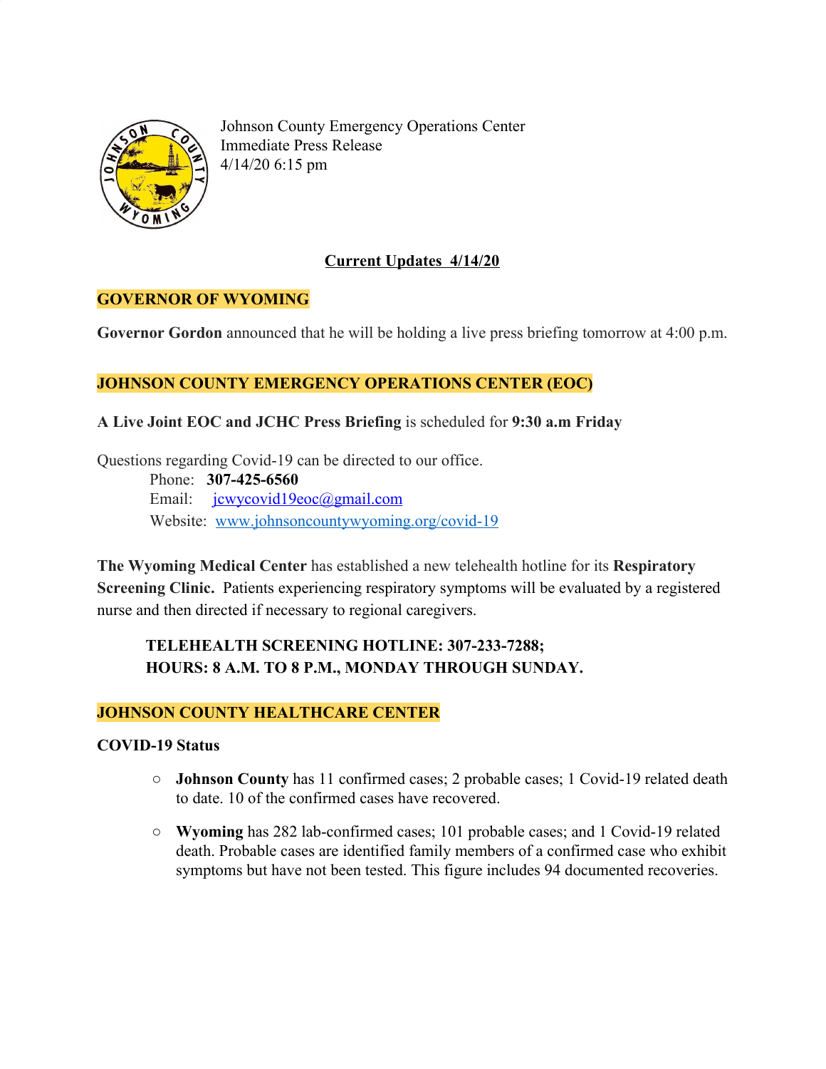Johnson County Emergency Operations Center
Immediate Press Release
4/14/20 6:15 pm

## Current Updates 4/14/20

### GOVERNOR OF WYOMING

**Governor Gordon** announced that he will be holding a live press briefing tomorrow at 4:00 p.m.

### JOHNSON COUNTY EMERGENCY OPERATIONS CENTER (EOC)

**A Live Joint EOC and JCHC Press Briefing** is scheduled for **9:30 a.m Friday**

Questions regarding Covid-19 can be directed to our office.

Phone: **307-425-6560**
Email: jcwycovid19eoc@gmail.com
Website: www.johnsoncountywyoming.org/covid-19

**The Wyoming Medical Center** has established a new telehealth hotline for its **Respiratory Screening Clinic.** Patients experiencing respiratory symptoms will be evaluated by a registered nurse and then directed if necessary to regional caregivers.

**TELEHEALTH SCREENING HOTLINE: 307-233-7288;**
**HOURS: 8 A.M. TO 8 P.M., MONDAY THROUGH SUNDAY.**

### JOHNSON COUNTY HEALTHCARE CENTER

**COVID-19 Status**

- **Johnson County** has 11 confirmed cases; 2 probable cases; 1 Covid-19 related death to date. 10 of the confirmed cases have recovered.
- **Wyoming** has 282 lab-confirmed cases; 101 probable cases; and 1 Covid-19 related death. Probable cases are identified family members of a confirmed case who exhibit symptoms but have not been tested. This figure includes 94 documented recoveries.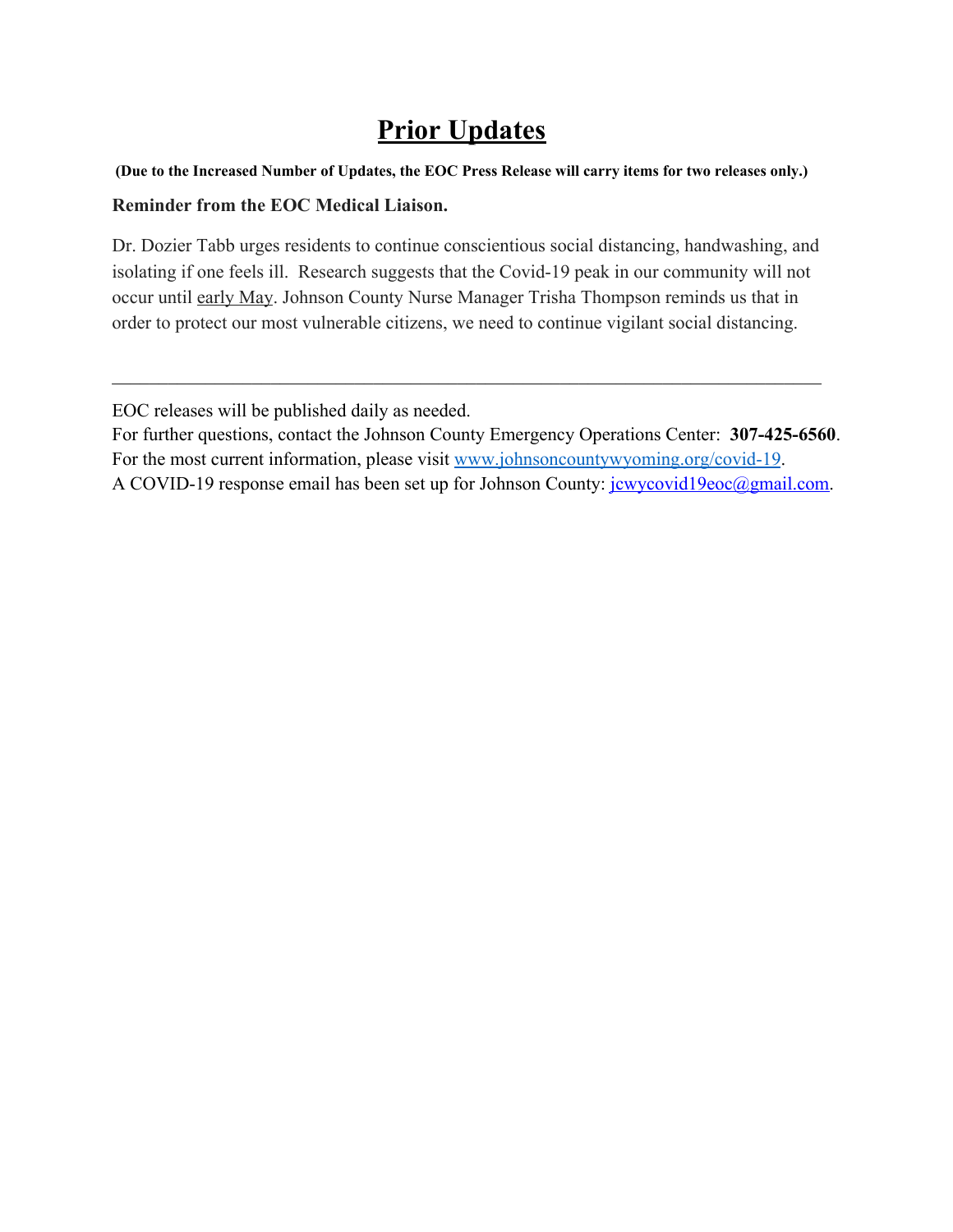# Prior Updates

**(Due to the Increased Number of Updates, the EOC Press Release will carry items for two releases only.)**

**Reminder from the EOC Medical Liaison.**

Dr. Dozier Tabb urges residents to continue conscientious social distancing, handwashing, and isolating if one feels ill. Research suggests that the Covid-19 peak in our community will not occur until early May. Johnson County Nurse Manager Trisha Thompson reminds us that in order to protect our most vulnerable citizens, we need to continue vigilant social distancing.

---

EOC releases will be published daily as needed.
For further questions, contact the Johnson County Emergency Operations Center: **307-425-6560**.
For the most current information, please visit www.johnsoncountywyoming.org/covid-19.
A COVID-19 response email has been set up for Johnson County: jcwycovid19eoc@gmail.com.